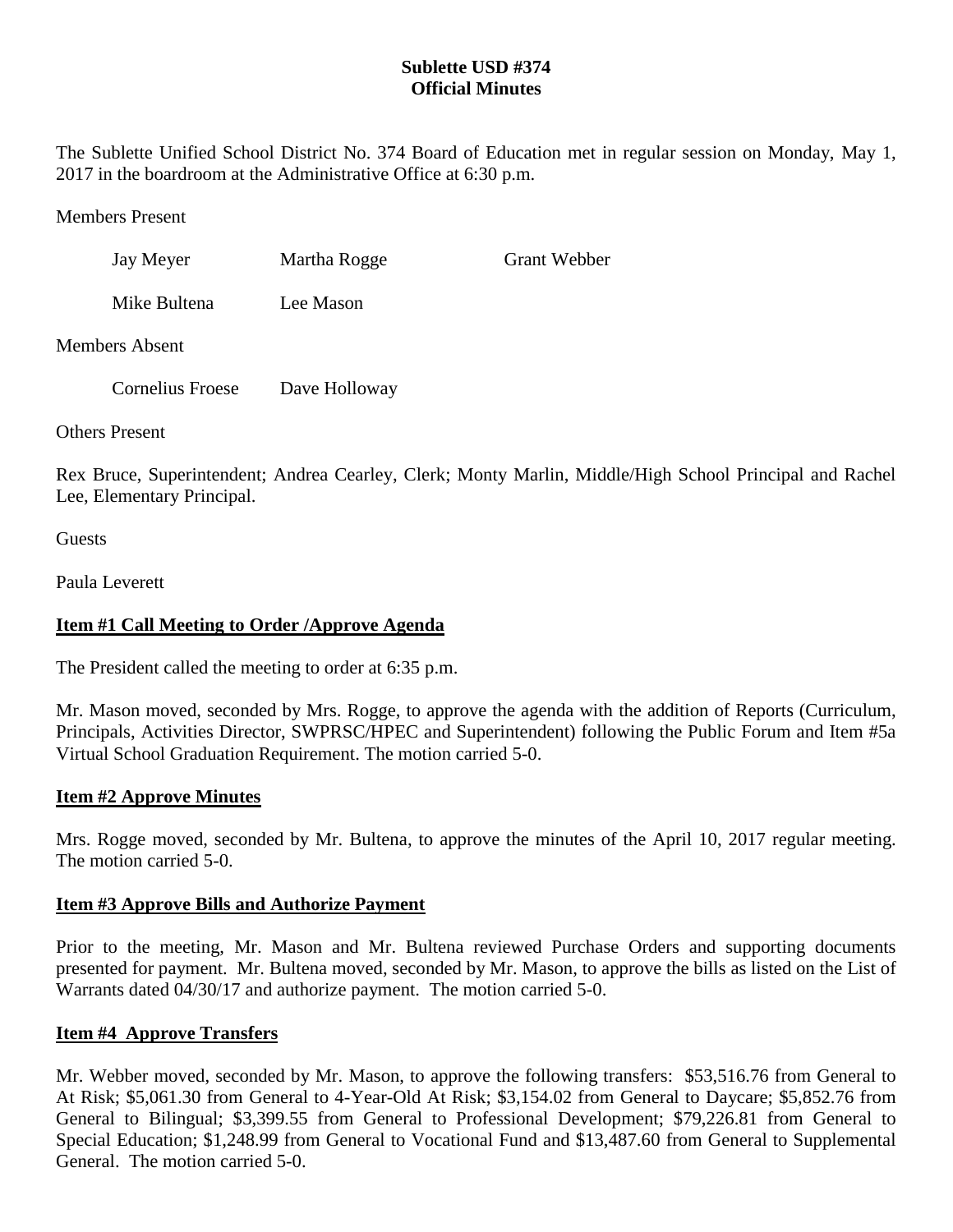**Sublette USD #374**
**Official Minutes**

The Sublette Unified School District No. 374 Board of Education met in regular session on Monday, May 1, 2017 in the boardroom at the Administrative Office at 6:30 p.m.

Members Present

| | | |
|---|---|---|
| Jay Meyer | Martha Rogge | Grant Webber |
| Mike Bultena | Lee Mason | |

Members Absent

| | |
|---|---|
| Cornelius Froese | Dave Holloway |

Others Present

Rex Bruce, Superintendent; Andrea Cearley, Clerk; Monty Marlin, Middle/High School Principal and Rachel Lee, Elementary Principal.

Guests

Paula Leverett

## Item #1 Call Meeting to Order /Approve Agenda

The President called the meeting to order at 6:35 p.m.

Mr. Mason moved, seconded by Mrs. Rogge, to approve the agenda with the addition of Reports (Curriculum, Principals, Activities Director, SWPRSC/HPEC and Superintendent) following the Public Forum and Item #5a Virtual School Graduation Requirement. The motion carried 5-0.

## Item #2 Approve Minutes

Mrs. Rogge moved, seconded by Mr. Bultena, to approve the minutes of the April 10, 2017 regular meeting. The motion carried 5-0.

## Item #3 Approve Bills and Authorize Payment

Prior to the meeting, Mr. Mason and Mr. Bultena reviewed Purchase Orders and supporting documents presented for payment. Mr. Bultena moved, seconded by Mr. Mason, to approve the bills as listed on the List of Warrants dated 04/30/17 and authorize payment. The motion carried 5-0.

## Item #4 Approve Transfers

Mr. Webber moved, seconded by Mr. Mason, to approve the following transfers: $53,516.76 from General to At Risk; $5,061.30 from General to 4-Year-Old At Risk; $3,154.02 from General to Daycare; $5,852.76 from General to Bilingual; $3,399.55 from General to Professional Development; $79,226.81 from General to Special Education; $1,248.99 from General to Vocational Fund and $13,487.60 from General to Supplemental General. The motion carried 5-0.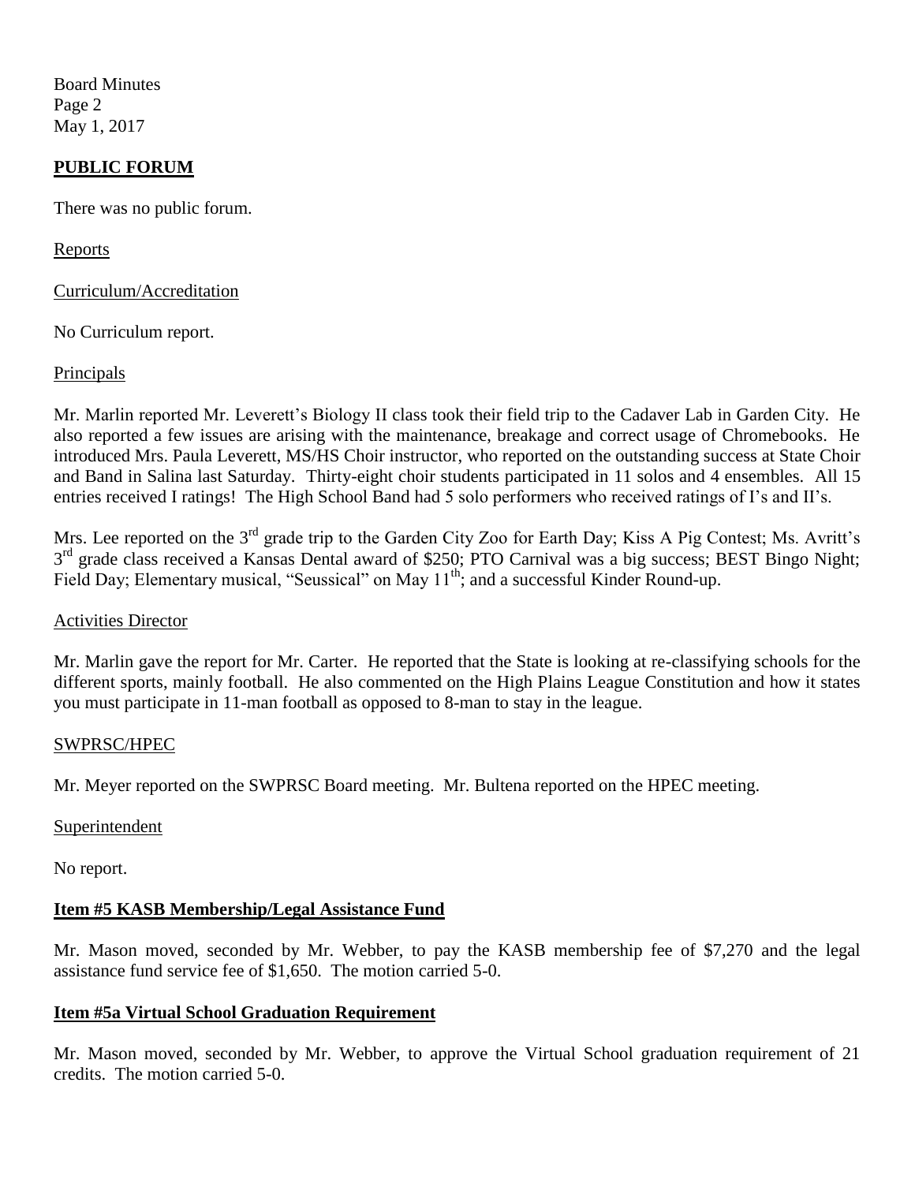## PUBLIC FORUM

There was no public forum.

Reports

Curriculum/Accreditation

No Curriculum report.

Principals

Mr. Marlin reported Mr. Leverett's Biology II class took their field trip to the Cadaver Lab in Garden City. He also reported a few issues are arising with the maintenance, breakage and correct usage of Chromebooks. He introduced Mrs. Paula Leverett, MS/HS Choir instructor, who reported on the outstanding success at State Choir and Band in Salina last Saturday. Thirty-eight choir students participated in 11 solos and 4 ensembles. All 15 entries received I ratings! The High School Band had 5 solo performers who received ratings of I's and II's.

Mrs. Lee reported on the 3rd grade trip to the Garden City Zoo for Earth Day; Kiss A Pig Contest; Ms. Avritt's 3rd grade class received a Kansas Dental award of $250; PTO Carnival was a big success; BEST Bingo Night; Field Day; Elementary musical, "Seussical" on May 11th; and a successful Kinder Round-up.

Activities Director

Mr. Marlin gave the report for Mr. Carter. He reported that the State is looking at re-classifying schools for the different sports, mainly football. He also commented on the High Plains League Constitution and how it states you must participate in 11-man football as opposed to 8-man to stay in the league.

SWPRSC/HPEC

Mr. Meyer reported on the SWPRSC Board meeting. Mr. Bultena reported on the HPEC meeting.

Superintendent

No report.

## Item #5 KASB Membership/Legal Assistance Fund

Mr. Mason moved, seconded by Mr. Webber, to pay the KASB membership fee of $7,270 and the legal assistance fund service fee of $1,650. The motion carried 5-0.

## Item #5a Virtual School Graduation Requirement

Mr. Mason moved, seconded by Mr. Webber, to approve the Virtual School graduation requirement of 21 credits. The motion carried 5-0.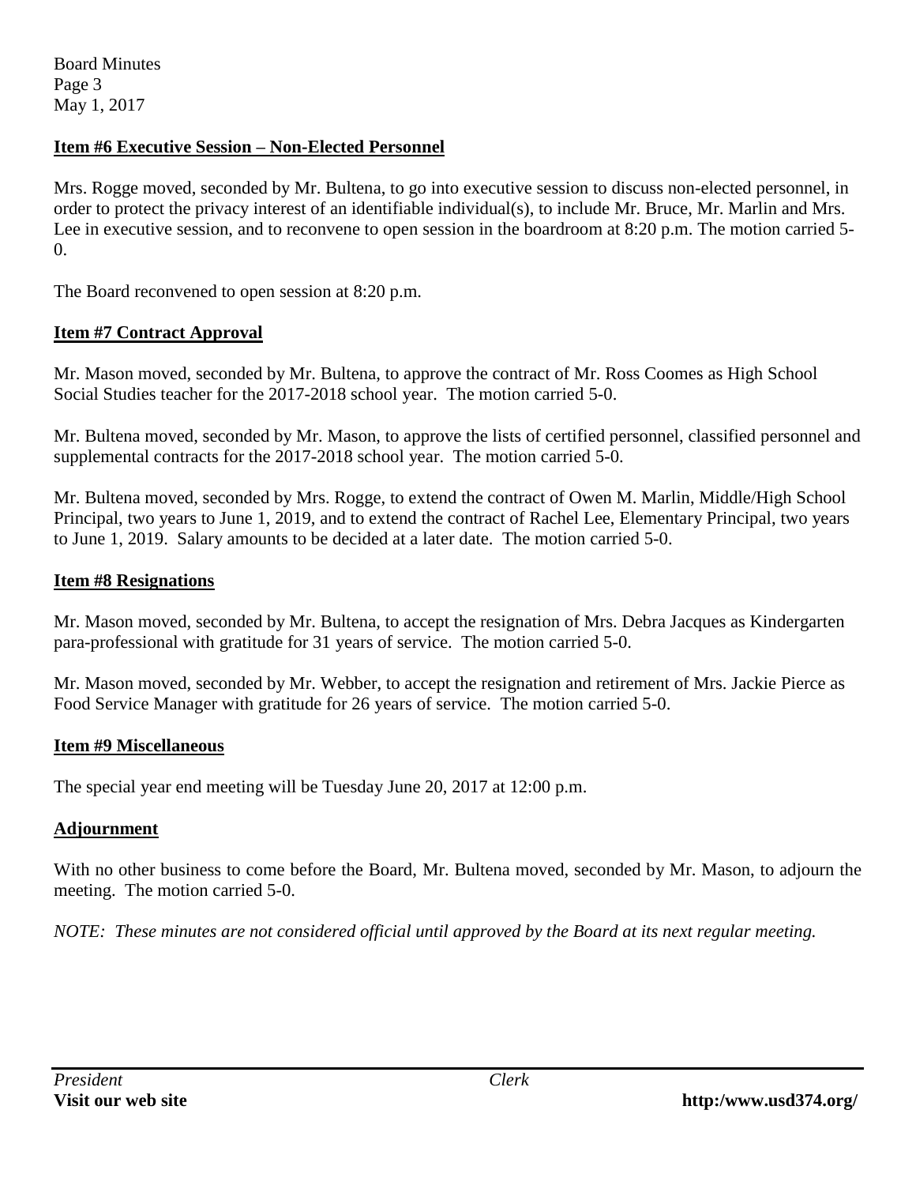**Item #6 Executive Session – Non-Elected Personnel**

Mrs. Rogge moved, seconded by Mr. Bultena, to go into executive session to discuss non-elected personnel, in order to protect the privacy interest of an identifiable individual(s), to include Mr. Bruce, Mr. Marlin and Mrs. Lee in executive session, and to reconvene to open session in the boardroom at 8:20 p.m. The motion carried 5-0.

The Board reconvened to open session at 8:20 p.m.

**Item #7 Contract Approval**

Mr. Mason moved, seconded by Mr. Bultena, to approve the contract of Mr. Ross Coomes as High School Social Studies teacher for the 2017-2018 school year. The motion carried 5-0.

Mr. Bultena moved, seconded by Mr. Mason, to approve the lists of certified personnel, classified personnel and supplemental contracts for the 2017-2018 school year. The motion carried 5-0.

Mr. Bultena moved, seconded by Mrs. Rogge, to extend the contract of Owen M. Marlin, Middle/High School Principal, two years to June 1, 2019, and to extend the contract of Rachel Lee, Elementary Principal, two years to June 1, 2019. Salary amounts to be decided at a later date. The motion carried 5-0.

**Item #8 Resignations**

Mr. Mason moved, seconded by Mr. Bultena, to accept the resignation of Mrs. Debra Jacques as Kindergarten para-professional with gratitude for 31 years of service. The motion carried 5-0.

Mr. Mason moved, seconded by Mr. Webber, to accept the resignation and retirement of Mrs. Jackie Pierce as Food Service Manager with gratitude for 26 years of service. The motion carried 5-0.

**Item #9 Miscellaneous**

The special year end meeting will be Tuesday June 20, 2017 at 12:00 p.m.

**Adjournment**

With no other business to come before the Board, Mr. Bultena moved, seconded by Mr. Mason, to adjourn the meeting. The motion carried 5-0.

*NOTE: These minutes are not considered official until approved by the Board at its next regular meeting.*

*President* *Clerk*

**Visit our web site** **http:/www.usd374.org/**